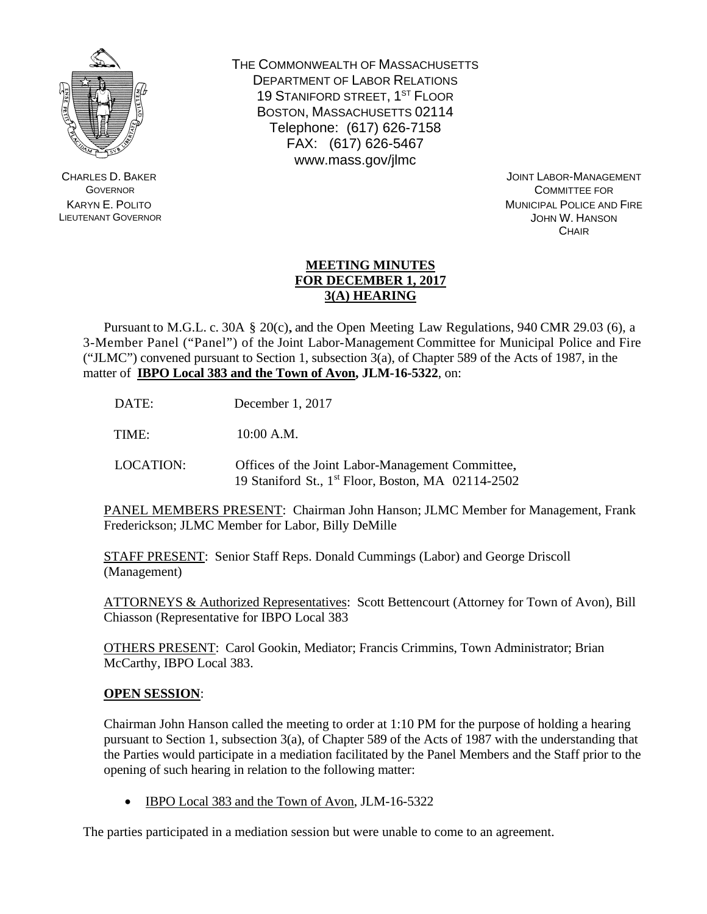THE COMMONWEALTH OF MASSACHUSETTS
DEPARTMENT OF LABOR RELATIONS
19 STANIFORD STREET, 1ST FLOOR
BOSTON, MASSACHUSETTS 02114
Telephone: (617) 626-7158
FAX: (617) 626-5467
www.mass.gov/jlmc

CHARLES D. BAKER
GOVERNOR
KARYN E. POLITO
LIEUTENANT GOVERNOR

JOINT LABOR-MANAGEMENT
COMMITTEE FOR
MUNICIPAL POLICE AND FIRE
JOHN W. HANSON
CHAIR

**MEETING MINUTES**
**FOR DECEMBER 1, 2017**
**3(A) HEARING**

Pursuant to M.G.L. c. 30A § 20(c), and the Open Meeting Law Regulations, 940 CMR 29.03 (6), a 3-Member Panel ("Panel") of the Joint Labor-Management Committee for Municipal Police and Fire ("JLMC") convened pursuant to Section 1, subsection 3(a), of Chapter 589 of the Acts of 1987, in the matter of **IBPO Local 383 and the Town of Avon, JLM-16-5322**, on:

DATE: December 1, 2017

TIME: 10:00 A.M.

LOCATION: Offices of the Joint Labor-Management Committee, 19 Staniford St., 1st Floor, Boston, MA 02114-2502

PANEL MEMBERS PRESENT: Chairman John Hanson; JLMC Member for Management, Frank Frederickson; JLMC Member for Labor, Billy DeMille

STAFF PRESENT: Senior Staff Reps. Donald Cummings (Labor) and George Driscoll (Management)

ATTORNEYS & Authorized Representatives: Scott Bettencourt (Attorney for Town of Avon), Bill Chiasson (Representative for IBPO Local 383

OTHERS PRESENT: Carol Gookin, Mediator; Francis Crimmins, Town Administrator; Brian McCarthy, IBPO Local 383.

**OPEN SESSION**:

Chairman John Hanson called the meeting to order at 1:10 PM for the purpose of holding a hearing pursuant to Section 1, subsection 3(a), of Chapter 589 of the Acts of 1987 with the understanding that the Parties would participate in a mediation facilitated by the Panel Members and the Staff prior to the opening of such hearing in relation to the following matter:

- IBPO Local 383 and the Town of Avon, JLM-16-5322

The parties participated in a mediation session but were unable to come to an agreement.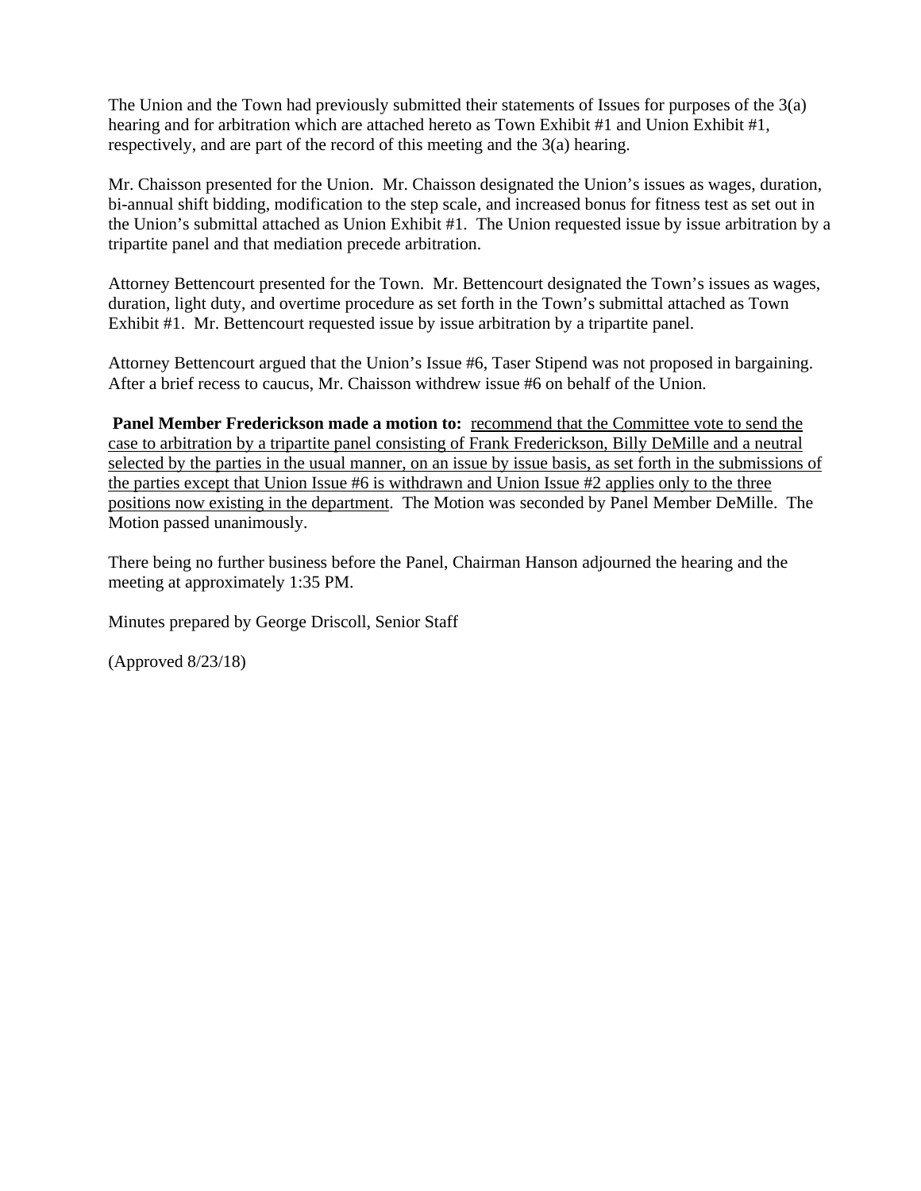The Union and the Town had previously submitted their statements of Issues for purposes of the 3(a) hearing and for arbitration which are attached hereto as Town Exhibit #1 and Union Exhibit #1, respectively, and are part of the record of this meeting and the 3(a) hearing.

Mr. Chaisson presented for the Union. Mr. Chaisson designated the Union's issues as wages, duration, bi-annual shift bidding, modification to the step scale, and increased bonus for fitness test as set out in the Union's submittal attached as Union Exhibit #1. The Union requested issue by issue arbitration by a tripartite panel and that mediation precede arbitration.

Attorney Bettencourt presented for the Town. Mr. Bettencourt designated the Town's issues as wages, duration, light duty, and overtime procedure as set forth in the Town's submittal attached as Town Exhibit #1. Mr. Bettencourt requested issue by issue arbitration by a tripartite panel.

Attorney Bettencourt argued that the Union's Issue #6, Taser Stipend was not proposed in bargaining. After a brief recess to caucus, Mr. Chaisson withdrew issue #6 on behalf of the Union.

**Panel Member Frederickson made a motion to:** recommend that the Committee vote to send the case to arbitration by a tripartite panel consisting of Frank Frederickson, Billy DeMille and a neutral selected by the parties in the usual manner, on an issue by issue basis, as set forth in the submissions of the parties except that Union Issue #6 is withdrawn and Union Issue #2 applies only to the three positions now existing in the department. The Motion was seconded by Panel Member DeMille. The Motion passed unanimously.

There being no further business before the Panel, Chairman Hanson adjourned the hearing and the meeting at approximately 1:35 PM.

Minutes prepared by George Driscoll, Senior Staff

(Approved 8/23/18)